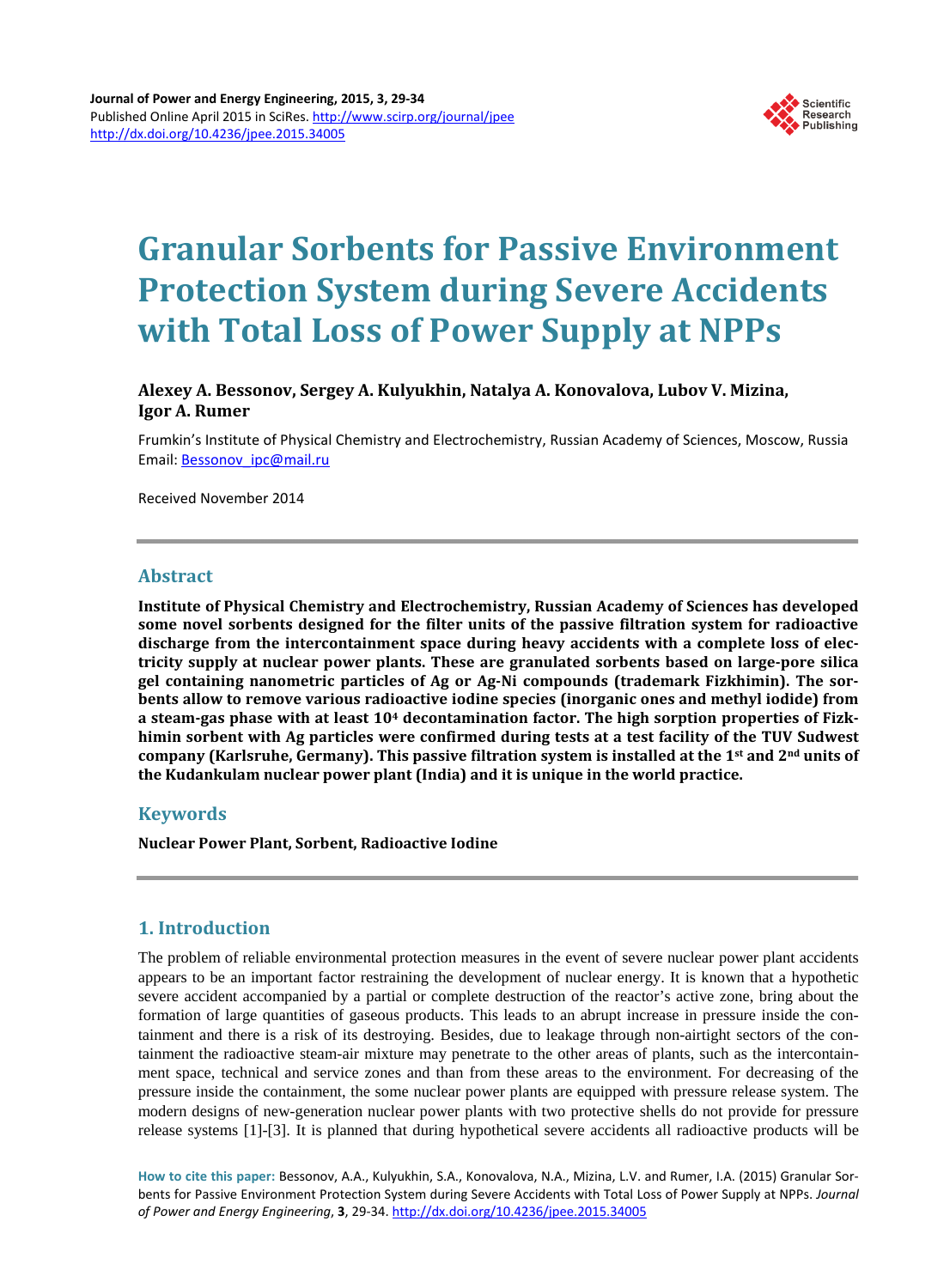# Granular Sorbents for Passive Environment Protection System during Severe Accidents with Total Loss of Power Supply at NPPs

**Alexey A. Bessonov, Sergey A. Kulyukhin, Natalya A. Konovalova, Lubov V. Mizina, Igor A. Rumer**

Frumkin's Institute of Physical Chemistry and Electrochemistry, Russian Academy of Sciences, Moscow, Russia
Email: Bessonov_ipc@mail.ru

Received November 2014

## Abstract

**Institute of Physical Chemistry and Electrochemistry, Russian Academy of Sciences has developed some novel sorbents designed for the filter units of the passive filtration system for radioactive discharge from the intercontainment space during heavy accidents with a complete loss of electricity supply at nuclear power plants. These are granulated sorbents based on large-pore silica gel containing nanometric particles of Ag or Ag-Ni compounds (trademark Fizkhimin). The sorbents allow to remove various radioactive iodine species (inorganic ones and methyl iodide) from a steam-gas phase with at least $10^4$ decontamination factor. The high sorption properties of Fizkhimin sorbent with Ag particles were confirmed during tests at a test facility of the TUV Sudwest company (Karlsruhe, Germany). This passive filtration system is installed at the 1st and 2nd units of the Kudankulam nuclear power plant (India) and it is unique in the world practice.**

## Keywords

**Nuclear Power Plant, Sorbent, Radioactive Iodine**

## 1. Introduction

The problem of reliable environmental protection measures in the event of severe nuclear power plant accidents appears to be an important factor restraining the development of nuclear energy. It is known that a hypothetic severe accident accompanied by a partial or complete destruction of the reactor's active zone, bring about the formation of large quantities of gaseous products. This leads to an abrupt increase in pressure inside the containment and there is a risk of its destroying. Besides, due to leakage through non-airtight sectors of the containment the radioactive steam-air mixture may penetrate to the other areas of plants, such as the intercontainment space, technical and service zones and than from these areas to the environment. For decreasing of the pressure inside the containment, the some nuclear power plants are equipped with pressure release system. The modern designs of new-generation nuclear power plants with two protective shells do not provide for pressure release systems [1]-[3]. It is planned that during hypothetical severe accidents all radioactive products will be

**How to cite this paper:** Bessonov, A.A., Kulyukhin, S.A., Konovalova, N.A., Mizina, L.V. and Rumer, I.A. (2015) Granular Sorbents for Passive Environment Protection System during Severe Accidents with Total Loss of Power Supply at NPPs. *Journal of Power and Energy Engineering*, **3**, 29-34. http://dx.doi.org/10.4236/jpee.2015.34005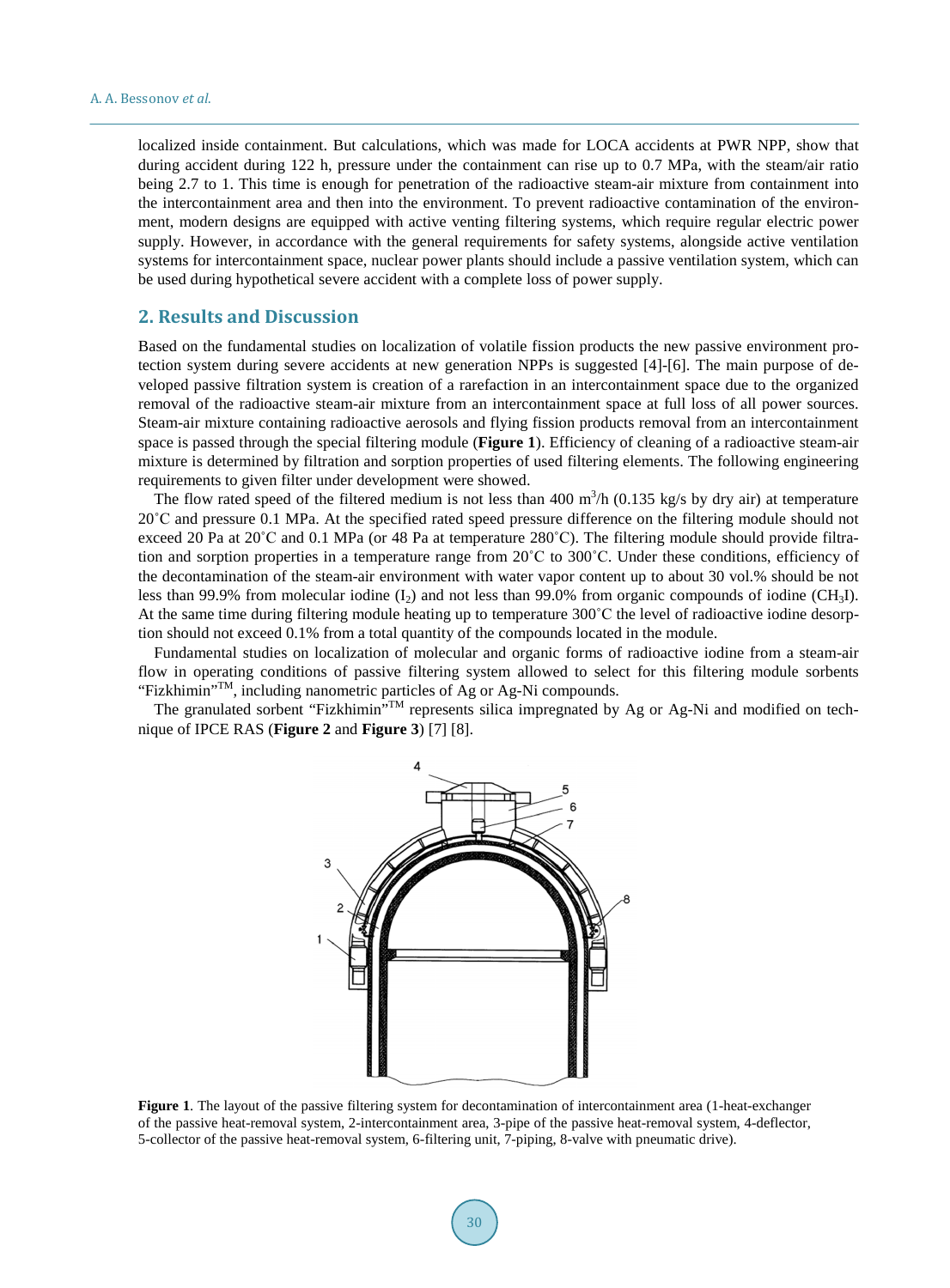localized inside containment. But calculations, which was made for LOCA accidents at PWR NPP, show that during accident during 122 h, pressure under the containment can rise up to 0.7 MPa, with the steam/air ratio being 2.7 to 1. This time is enough for penetration of the radioactive steam-air mixture from containment into the intercontainment area and then into the environment. To prevent radioactive contamination of the environment, modern designs are equipped with active venting filtering systems, which require regular electric power supply. However, in accordance with the general requirements for safety systems, alongside active ventilation systems for intercontainment space, nuclear power plants should include a passive ventilation system, which can be used during hypothetical severe accident with a complete loss of power supply.

## 2. Results and Discussion

Based on the fundamental studies on localization of volatile fission products the new passive environment protection system during severe accidents at new generation NPPs is suggested [4]-[6]. The main purpose of developed passive filtration system is creation of a rarefaction in an intercontainment space due to the organized removal of the radioactive steam-air mixture from an intercontainment space at full loss of all power sources. Steam-air mixture containing radioactive aerosols and flying fission products removal from an intercontainment space is passed through the special filtering module (**Figure 1**). Efficiency of cleaning of a radioactive steam-air mixture is determined by filtration and sorption properties of used filtering elements. The following engineering requirements to given filter under development were showed.

The flow rated speed of the filtered medium is not less than 400 $m^3/h$ (0.135 kg/s by dry air) at temperature 20˚C and pressure 0.1 MPa. At the specified rated speed pressure difference on the filtering module should not exceed 20 Pa at 20˚C and 0.1 MPa (or 48 Pa at temperature 280˚C). The filtering module should provide filtration and sorption properties in a temperature range from 20˚C to 300˚C. Under these conditions, efficiency of the decontamination of the steam-air environment with water vapor content up to about 30 vol.% should be not less than 99.9% from molecular iodine ($I_2$) and not less than 99.0% from organic compounds of iodine ($CH_3I$). At the same time during filtering module heating up to temperature 300˚C the level of radioactive iodine desorption should not exceed 0.1% from a total quantity of the compounds located in the module.

Fundamental studies on localization of molecular and organic forms of radioactive iodine from a steam-air flow in operating conditions of passive filtering system allowed to select for this filtering module sorbents "Fizkhimin"™, including nanometric particles of Ag or Ag-Ni compounds.

The granulated sorbent "Fizkhimin"™ represents silica impregnated by Ag or Ag-Ni and modified on technique of IPCE RAS (**Figure 2** and **Figure 3**) [7] [8].

**Figure 1**. The layout of the passive filtering system for decontamination of intercontainment area (1-heat-exchanger of the passive heat-removal system, 2-intercontainment area, 3-pipe of the passive heat-removal system, 4-deflector, 5-collector of the passive heat-removal system, 6-filtering unit, 7-piping, 8-valve with pneumatic drive).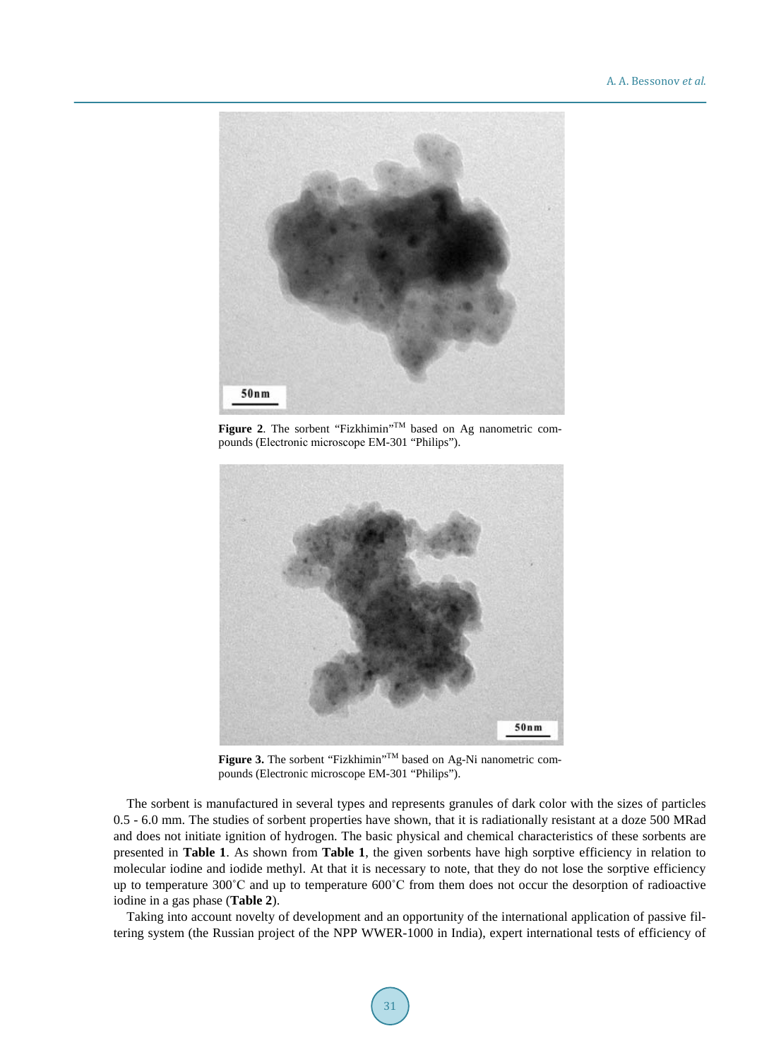**Figure 2**. The sorbent "Fizkhimin"TM based on Ag nanometric compounds (Electronic microscope EM-301 "Philips").

**Figure 3.** The sorbent "Fizkhimin"TM based on Ag-Ni nanometric compounds (Electronic microscope EM-301 "Philips").

The sorbent is manufactured in several types and represents granules of dark color with the sizes of particles 0.5 - 6.0 mm. The studies of sorbent properties have shown, that it is radiationally resistant at a doze 500 MRad and does not initiate ignition of hydrogen. The basic physical and chemical characteristics of these sorbents are presented in **Table 1**. As shown from **Table 1**, the given sorbents have high sorptive efficiency in relation to molecular iodine and iodide methyl. At that it is necessary to note, that they do not lose the sorptive efficiency up to temperature 300˚C and up to temperature 600˚C from them does not occur the desorption of radioactive iodine in a gas phase (**Table 2**).

Taking into account novelty of development and an opportunity of the international application of passive filtering system (the Russian project of the NPP WWER-1000 in India), expert international tests of efficiency of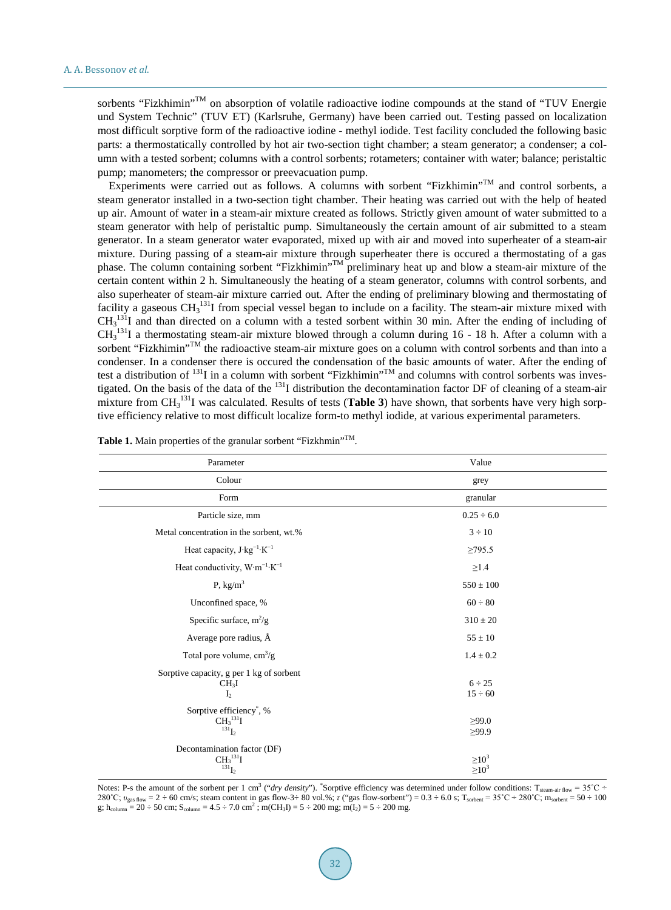sorbents "Fizkhimin"™ on absorption of volatile radioactive iodine compounds at the stand of "TUV Energie und System Technic" (TUV ET) (Karlsruhe, Germany) have been carried out. Testing passed on localization most difficult sorptive form of the radioactive iodine - methyl iodide. Test facility concluded the following basic parts: a thermostatically controlled by hot air two-section tight chamber; a steam generator; a condenser; a column with a tested sorbent; columns with a control sorbents; rotameters; container with water; balance; peristaltic pump; manometers; the compressor or preevacuation pump.

Experiments were carried out as follows. A columns with sorbent "Fizkhimin"™ and control sorbents, a steam generator installed in a two-section tight chamber. Their heating was carried out with the help of heated up air. Amount of water in a steam-air mixture created as follows. Strictly given amount of water submitted to a steam generator with help of peristaltic pump. Simultaneously the certain amount of air submitted to a steam generator. In a steam generator water evaporated, mixed up with air and moved into superheater of a steam-air mixture. During passing of a steam-air mixture through superheater there is occured a thermostating of a gas phase. The column containing sorbent "Fizkhimin"™ preliminary heat up and blow a steam-air mixture of the certain content within 2 h. Simultaneously the heating of a steam generator, columns with control sorbents, and also superheater of steam-air mixture carried out. After the ending of preliminary blowing and thermostating of facility a gaseous $CH_3^{131}I$ from special vessel began to include on a facility. The steam-air mixture mixed with $CH_3^{131}I$ and than directed on a column with a tested sorbent within 30 min. After the ending of including of $CH_3^{131}I$ a thermostating steam-air mixture blowed through a column during 16 - 18 h. After a column with a sorbent "Fizkhimin"™ the radioactive steam-air mixture goes on a column with control sorbents and than into a condenser. In a condenser there is occured the condensation of the basic amounts of water. After the ending of test a distribution of $^{131}I$ in a column with sorbent "Fizkhimin"™ and columns with control sorbents was investigated. On the basis of the data of the $^{131}I$ distribution the decontamination factor DF of cleaning of a steam-air mixture from $CH_3^{131}I$ was calculated. Results of tests (**Table 3**) have shown, that sorbents have very high sorptive efficiency relative to most difficult localize form-to methyl iodide, at various experimental parameters.

**Table 1.** Main properties of the granular sorbent "Fizkhmin"™.

| Parameter | Value |
|---|---|
| Colour | grey |
| Form | granular |
| Particle size, mm | 0.25 ÷ 6.0 |
| Metal concentration in the sorbent, wt.% | 3 ÷ 10 |
| Heat capacity, $J \cdot kg^{-1} \cdot K^{-1}$ | ≥795.5 |
| Heat conductivity, $W \cdot m^{-1} \cdot K^{-1}$ | ≥1.4 |
| P, $kg/m^3$ | 550 ± 100 |
| Unconfined space, % | 60 ÷ 80 |
| Specific surface, $m^2/g$ | 310 ± 20 |
| Average pore radius, Å | 55 ± 10 |
| Total pore volume, $cm^3/g$ | 1.4 ± 0.2 |
| Sorptive capacity, g per 1 kg of sorbent | |
| $CH_3I$ | 6 ÷ 25 |
| $I_2$ | 15 ÷ 60 |
| Sorptive efficiency*, % | |
| $CH_3^{131}I$ | ≥99.0 |
| $^{131}I_2$ | ≥99.9 |
| Decontamination factor (DF) | |
| $CH_3^{131}I$ | $\geq 10^3$ |
| $^{131}I_2$ | $\geq 10^3$ |

Notes: P-s the amount of the sorbent per 1 $cm^3$ ("*dry density*"). *Sorptive efficiency was determined under follow conditions: $T_{steam\text{-}air\ flow}$ = 35˚C ÷ 280˚C; $\upsilon_{gas\ flow}$ = 2 ÷ 60 cm/s; steam content in gas flow-3÷ 80 vol.%; $\tau$ ("gas flow-sorbent") = 0.3 ÷ 6.0 s; $T_{sorbent}$ = 35˚C ÷ 280˚C; $m_{sorbent}$ = 50 ÷ 100 g; $h_{column}$ = 20 ÷ 50 cm; $S_{column}$ = 4.5 ÷ 7.0 $cm^2$ ; $m(CH_3I)$ = 5 ÷ 200 mg; $m(I_2)$ = 5 ÷ 200 mg.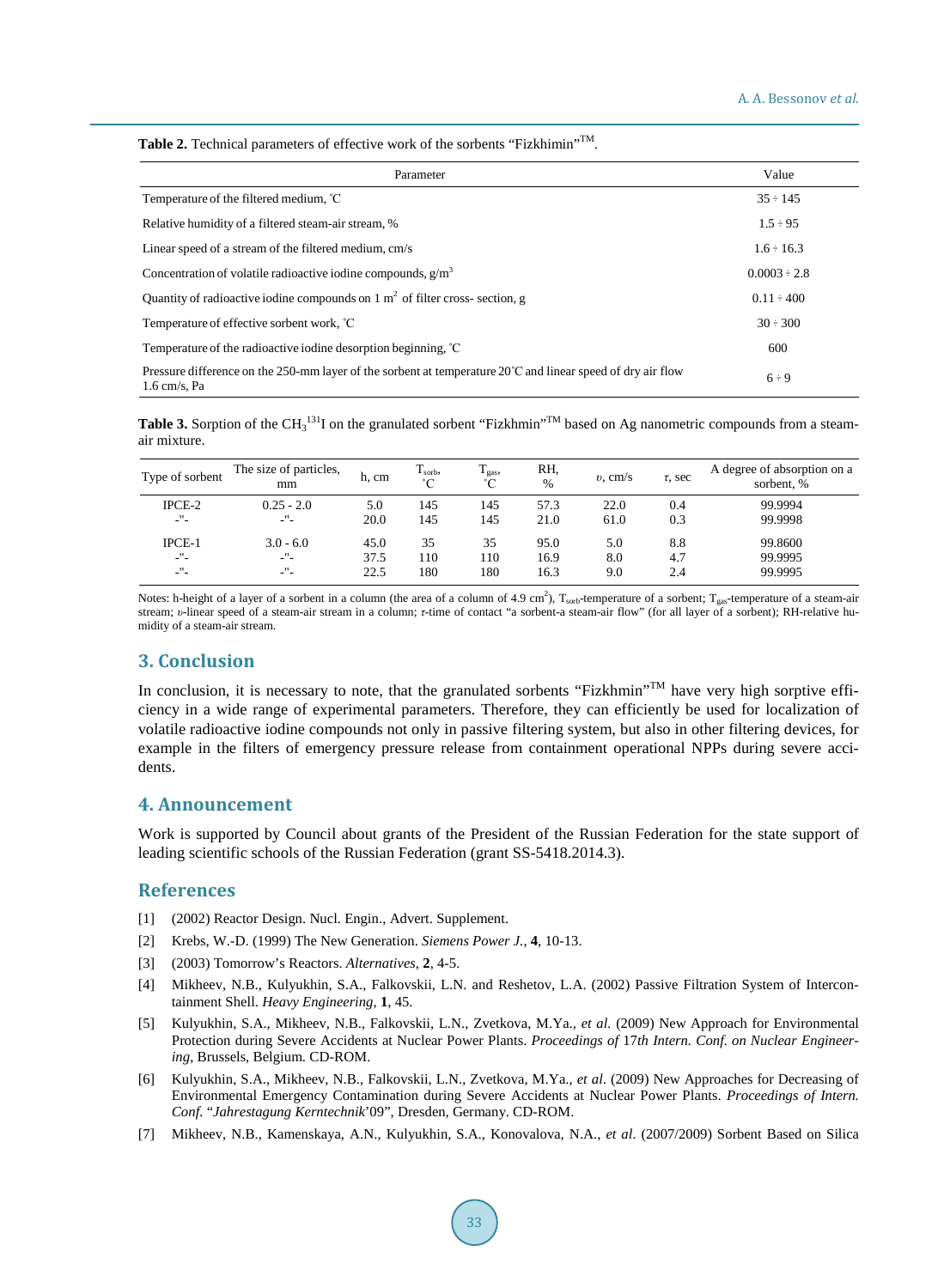**Table 2.** Technical parameters of effective work of the sorbents "Fizkhimin"™.

| Parameter | Value |
| --- | --- |
| Temperature of the filtered medium, °C | 35 ÷ 145 |
| Relative humidity of a filtered steam-air stream, % | 1.5 ÷ 95 |
| Linear speed of a stream of the filtered medium, cm/s | 1.6 ÷ 16.3 |
| Concentration of volatile radioactive iodine compounds, g/m$^3$ | 0.0003 ÷ 2.8 |
| Quantity of radioactive iodine compounds on 1 m$^2$ of filter cross- section, g | 0.11 ÷ 400 |
| Temperature of effective sorbent work, °C | 30 ÷ 300 |
| Temperature of the radioactive iodine desorption beginning, °C | 600 |
| Pressure difference on the 250-mm layer of the sorbent at temperature 20°C and linear speed of dry air flow 1.6 cm/s, Pa | 6 ÷ 9 |

**Table 3.** Sorption of the $CH_3^{131}I$ on the granulated sorbent "Fizkhimin"™ based on Ag nanometric compounds from a steam-air mixture.

| Type of sorbent | The size of particles, mm | h, cm | $T_{sorb}$, °C | $T_{gas}$, °C | RH, % | $\upsilon$, cm/s | $\tau$, sec | A degree of absorption on a sorbent, % |
| --- | --- | --- | --- | --- | --- | --- | --- | --- |
| IPCE-2 | 0.25 - 2.0 | 5.0 | 145 | 145 | 57.3 | 22.0 | 0.4 | 99.9994 |
| -"- | -"- | 20.0 | 145 | 145 | 21.0 | 61.0 | 0.3 | 99.9998 |
| IPCE-1 | 3.0 - 6.0 | 45.0 | 35 | 35 | 95.0 | 5.0 | 8.8 | 99.8600 |
| -"- | -"- | 37.5 | 110 | 110 | 16.9 | 8.0 | 4.7 | 99.9995 |
| -"- | -"- | 22.5 | 180 | 180 | 16.3 | 9.0 | 2.4 | 99.9995 |

Notes: h-height of a layer of a sorbent in a column (the area of a column of 4.9 cm$^2$), $T_{sorb}$-temperature of a sorbent; $T_{gas}$-temperature of a steam-air stream; $\upsilon$-linear speed of a steam-air stream in a column; $\tau$-time of contact "a sorbent-a steam-air flow" (for all layer of a sorbent); RH-relative humidity of a steam-air stream.

## 3. Conclusion

In conclusion, it is necessary to note, that the granulated sorbents "Fizkhmin"™ have very high sorptive efficiency in a wide range of experimental parameters. Therefore, they can efficiently be used for localization of volatile radioactive iodine compounds not only in passive filtering system, but also in other filtering devices, for example in the filters of emergency pressure release from containment operational NPPs during severe accidents.

## 4. Announcement

Work is supported by Council about grants of the President of the Russian Federation for the state support of leading scientific schools of the Russian Federation (grant SS-5418.2014.3).

## References

[1] (2002) Reactor Design. Nucl. Engin., Advert. Supplement.

[2] Krebs, W.-D. (1999) The New Generation. *Siemens Power J.*, **4**, 10-13.

[3] (2003) Tomorrow's Reactors. *Alternatives*, **2**, 4-5.

[4] Mikheev, N.B., Kulyukhin, S.A., Falkovskii, L.N. and Reshetov, L.A. (2002) Passive Filtration System of Intercontainment Shell. *Heavy Engineering*, **1**, 45.

[5] Kulyukhin, S.A., Mikheev, N.B., Falkovskii, L.N., Zvetkova, M.Ya., *et al.* (2009) New Approach for Environmental Protection during Severe Accidents at Nuclear Power Plants. *Proceedings of* 17*th Intern. Conf. on Nuclear Engineering*, Brussels, Belgium. CD-ROM.

[6] Kulyukhin, S.A., Mikheev, N.B., Falkovskii, L.N., Zvetkova, M.Ya., *et al.* (2009) New Approaches for Decreasing of Environmental Emergency Contamination during Severe Accidents at Nuclear Power Plants. *Proceedings of Intern. Conf.* "*Jahrestagung Kerntechnik*'09", Dresden, Germany. CD-ROM.

[7] Mikheev, N.B., Kamenskaya, A.N., Kulyukhin, S.A., Konovalova, N.A., *et al.* (2007/2009) Sorbent Based on Silica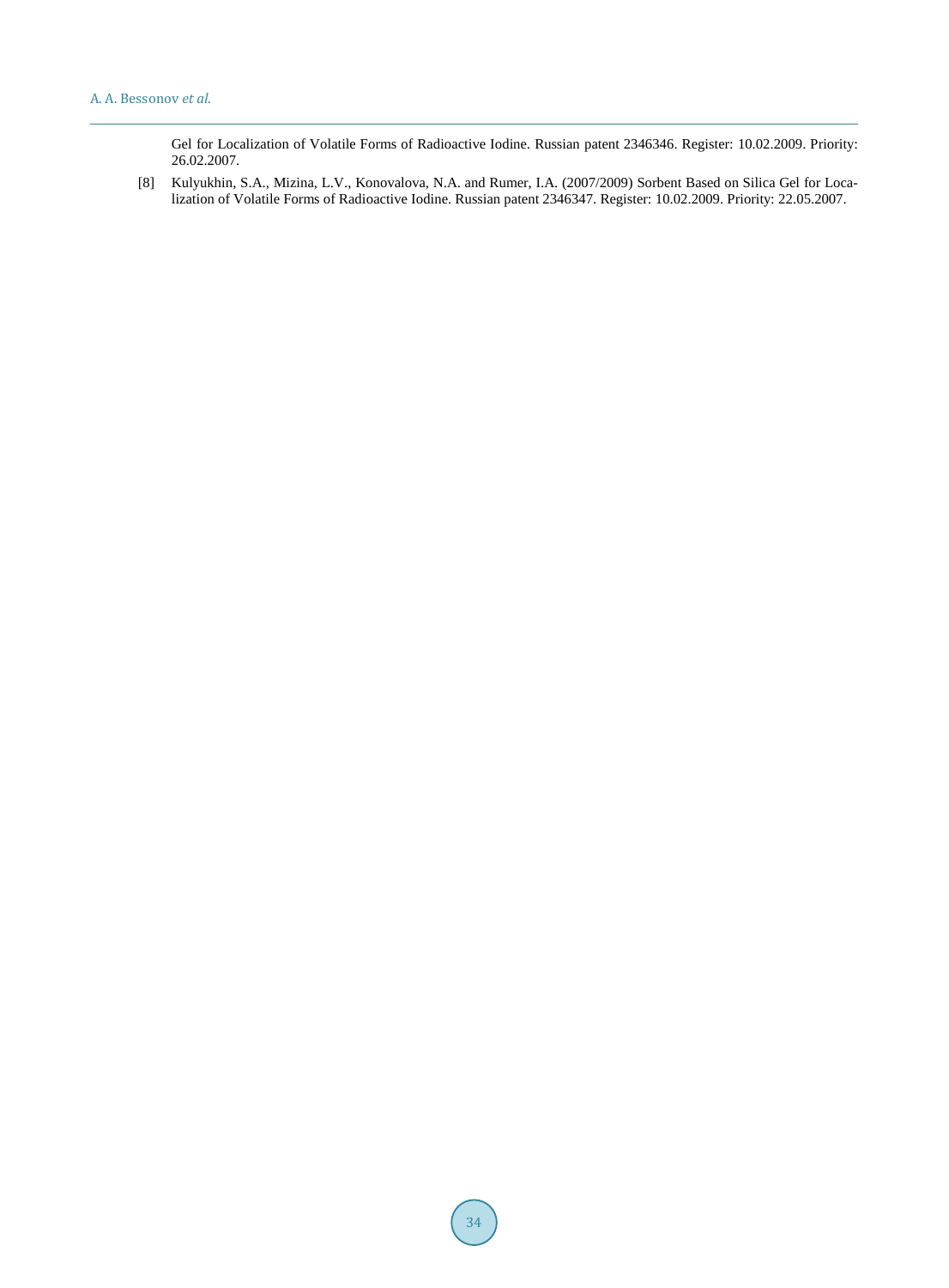Gel for Localization of Volatile Forms of Radioactive Iodine. Russian patent 2346346. Register: 10.02.2009. Priority: 26.02.2007.

[8] Kulyukhin, S.A., Mizina, L.V., Konovalova, N.A. and Rumer, I.A. (2007/2009) Sorbent Based on Silica Gel for Localization of Volatile Forms of Radioactive Iodine. Russian patent 2346347. Register: 10.02.2009. Priority: 22.05.2007.